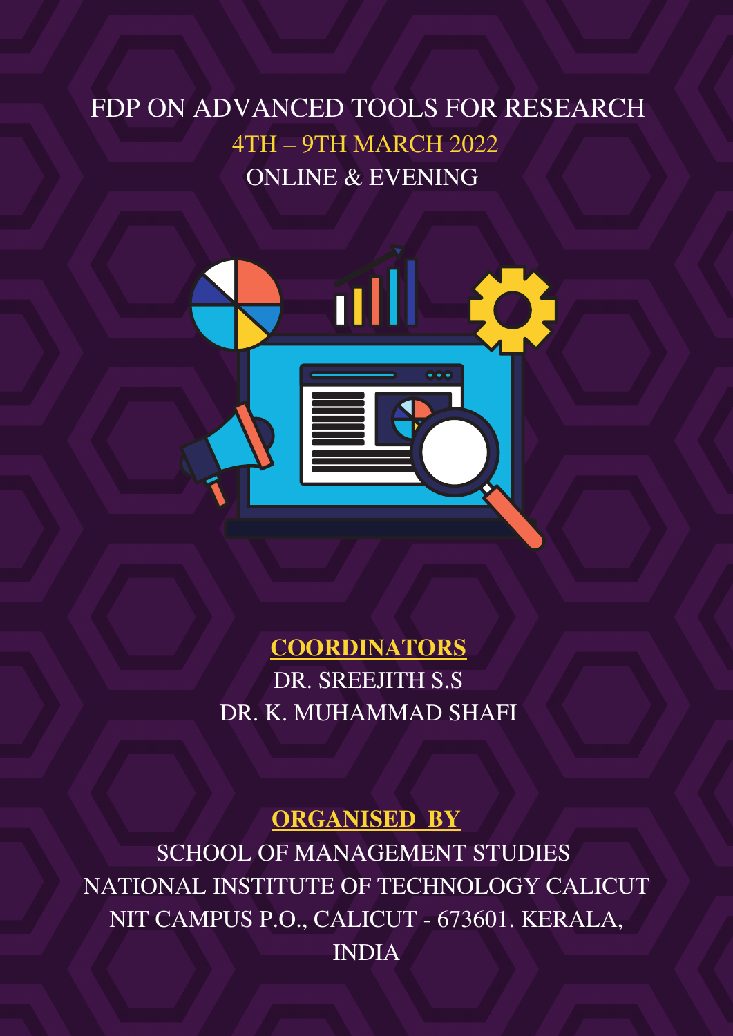# FDP ON ADVANCED TOOLS FOR RESEARCH

4TH – 9TH MARCH 2022

ONLINE & EVENING

## COORDINATORS

DR. SREEJITH S.S

DR. K. MUHAMMAD SHAFI

## ORGANISED BY

SCHOOL OF MANAGEMENT STUDIES

NATIONAL INSTITUTE OF TECHNOLOGY CALICUT

NIT CAMPUS P.O., CALICUT - 673601. KERALA, INDIA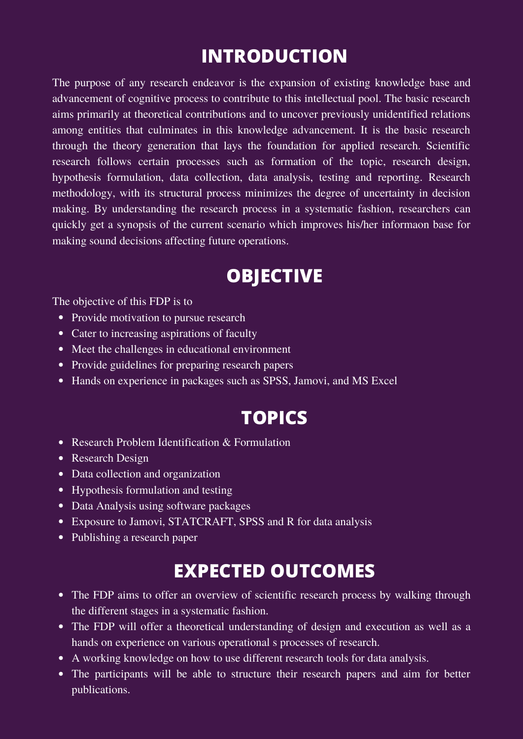# INTRODUCTION

The purpose of any research endeavor is the expansion of existing knowledge base and advancement of cognitive process to contribute to this intellectual pool. The basic research aims primarily at theoretical contributions and to uncover previously unidentified relations among entities that culminates in this knowledge advancement. It is the basic research through the theory generation that lays the foundation for applied research. Scientific research follows certain processes such as formation of the topic, research design, hypothesis formulation, data collection, data analysis, testing and reporting. Research methodology, with its structural process minimizes the degree of uncertainty in decision making. By understanding the research process in a systematic fashion, researchers can quickly get a synopsis of the current scenario which improves his/her informaon base for making sound decisions affecting future operations.

# OBJECTIVE

The objective of this FDP is to

- Provide motivation to pursue research
- Cater to increasing aspirations of faculty
- Meet the challenges in educational environment
- Provide guidelines for preparing research papers
- Hands on experience in packages such as SPSS, Jamovi, and MS Excel

# TOPICS

- Research Problem Identification & Formulation
- Research Design
- Data collection and organization
- Hypothesis formulation and testing
- Data Analysis using software packages
- Exposure to Jamovi, STATCRAFT, SPSS and R for data analysis
- Publishing a research paper

# EXPECTED OUTCOMES

- The FDP aims to offer an overview of scientific research process by walking through the different stages in a systematic fashion.
- The FDP will offer a theoretical understanding of design and execution as well as a hands on experience on various operational s processes of research.
- A working knowledge on how to use different research tools for data analysis.
- The participants will be able to structure their research papers and aim for better publications.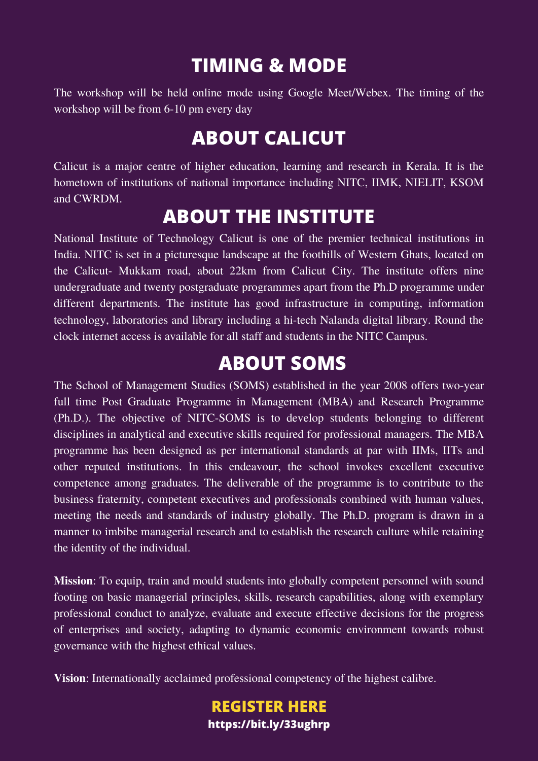## TIMING & MODE

The workshop will be held online mode using Google Meet/Webex. The timing of the workshop will be from 6-10 pm every day

## ABOUT CALICUT

Calicut is a major centre of higher education, learning and research in Kerala. It is the hometown of institutions of national importance including NITC, IIMK, NIELIT, KSOM and CWRDM.

## ABOUT THE INSTITUTE

National Institute of Technology Calicut is one of the premier technical institutions in India. NITC is set in a picturesque landscape at the foothills of Western Ghats, located on the Calicut- Mukkam road, about 22km from Calicut City. The institute offers nine undergraduate and twenty postgraduate programmes apart from the Ph.D programme under different departments. The institute has good infrastructure in computing, information technology, laboratories and library including a hi-tech Nalanda digital library. Round the clock internet access is available for all staff and students in the NITC Campus.

## ABOUT SOMS

The School of Management Studies (SOMS) established in the year 2008 offers two-year full time Post Graduate Programme in Management (MBA) and Research Programme (Ph.D.). The objective of NITC-SOMS is to develop students belonging to different disciplines in analytical and executive skills required for professional managers. The MBA programme has been designed as per international standards at par with IIMs, IITs and other reputed institutions. In this endeavour, the school invokes excellent executive competence among graduates. The deliverable of the programme is to contribute to the business fraternity, competent executives and professionals combined with human values, meeting the needs and standards of industry globally. The Ph.D. program is drawn in a manner to imbibe managerial research and to establish the research culture while retaining the identity of the individual.

**Mission**: To equip, train and mould students into globally competent personnel with sound footing on basic managerial principles, skills, research capabilities, along with exemplary professional conduct to analyze, evaluate and execute effective decisions for the progress of enterprises and society, adapting to dynamic economic environment towards robust governance with the highest ethical values.

**Vision**: Internationally acclaimed professional competency of the highest calibre.

**REGISTER HERE**

**https://bit.ly/33ughrp**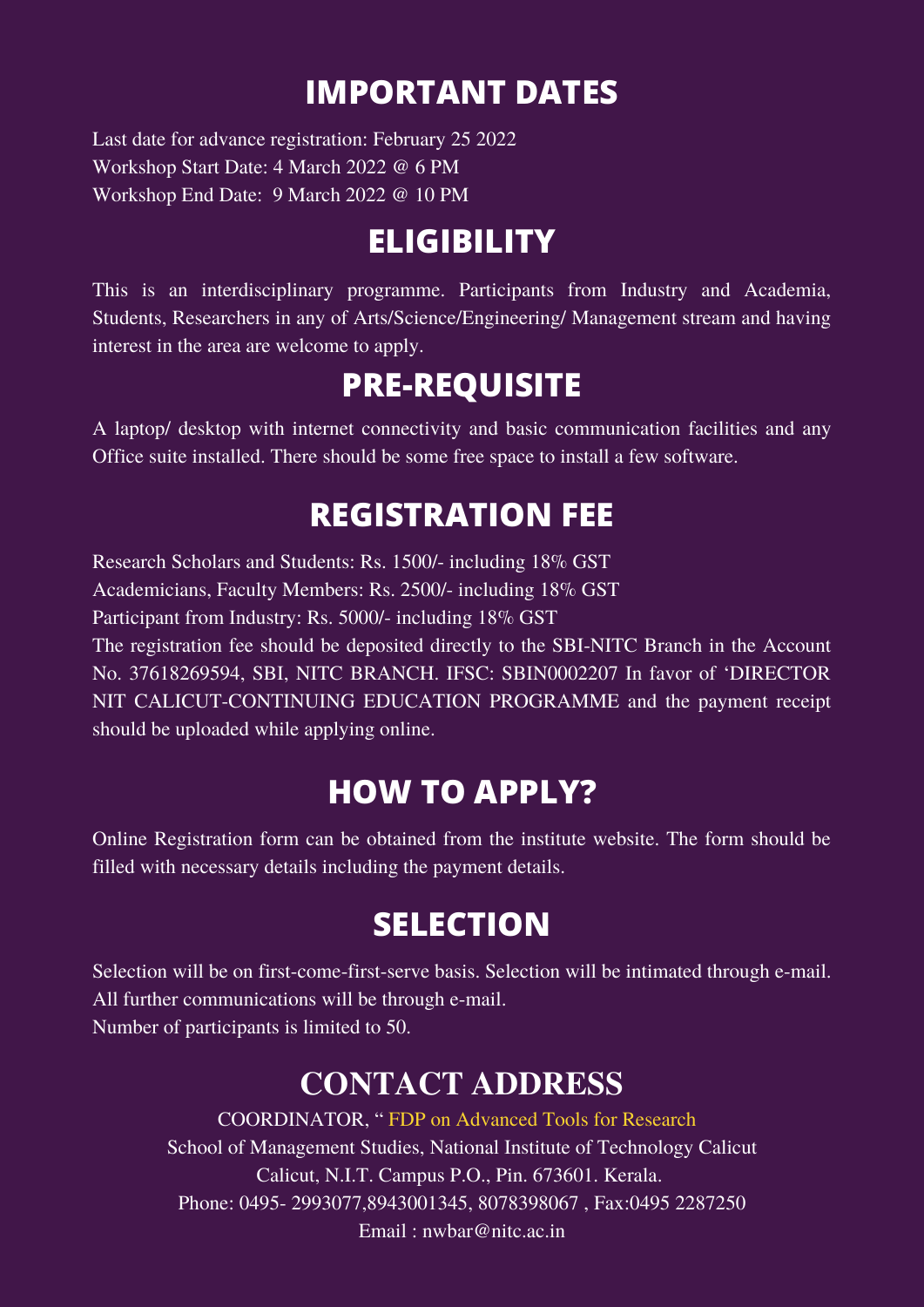## IMPORTANT DATES

Last date for advance registration: February 25 2022
Workshop Start Date: 4 March 2022 @ 6 PM
Workshop End Date: 9 March 2022 @ 10 PM

## ELIGIBILITY

This is an interdisciplinary programme. Participants from Industry and Academia, Students, Researchers in any of Arts/Science/Engineering/ Management stream and having interest in the area are welcome to apply.

## PRE-REQUISITE

A laptop/ desktop with internet connectivity and basic communication facilities and any Office suite installed. There should be some free space to install a few software.

## REGISTRATION FEE

Research Scholars and Students: Rs. 1500/- including 18% GST
Academicians, Faculty Members: Rs. 2500/- including 18% GST
Participant from Industry: Rs. 5000/- including 18% GST
The registration fee should be deposited directly to the SBI-NITC Branch in the Account No. 37618269594, SBI, NITC BRANCH. IFSC: SBIN0002207 In favor of 'DIRECTOR NIT CALICUT-CONTINUING EDUCATION PROGRAMME and the payment receipt should be uploaded while applying online.

## HOW TO APPLY?

Online Registration form can be obtained from the institute website. The form should be filled with necessary details including the payment details.

## SELECTION

Selection will be on first-come-first-serve basis. Selection will be intimated through e-mail. All further communications will be through e-mail.
Number of participants is limited to 50.

## CONTACT ADDRESS

COORDINATOR, " FDP on Advanced Tools for Research
School of Management Studies, National Institute of Technology Calicut
Calicut, N.I.T. Campus P.O., Pin. 673601. Kerala.
Phone: 0495- 2993077,8943001345, 8078398067 , Fax:0495 2287250
Email : nwbar@nitc.ac.in